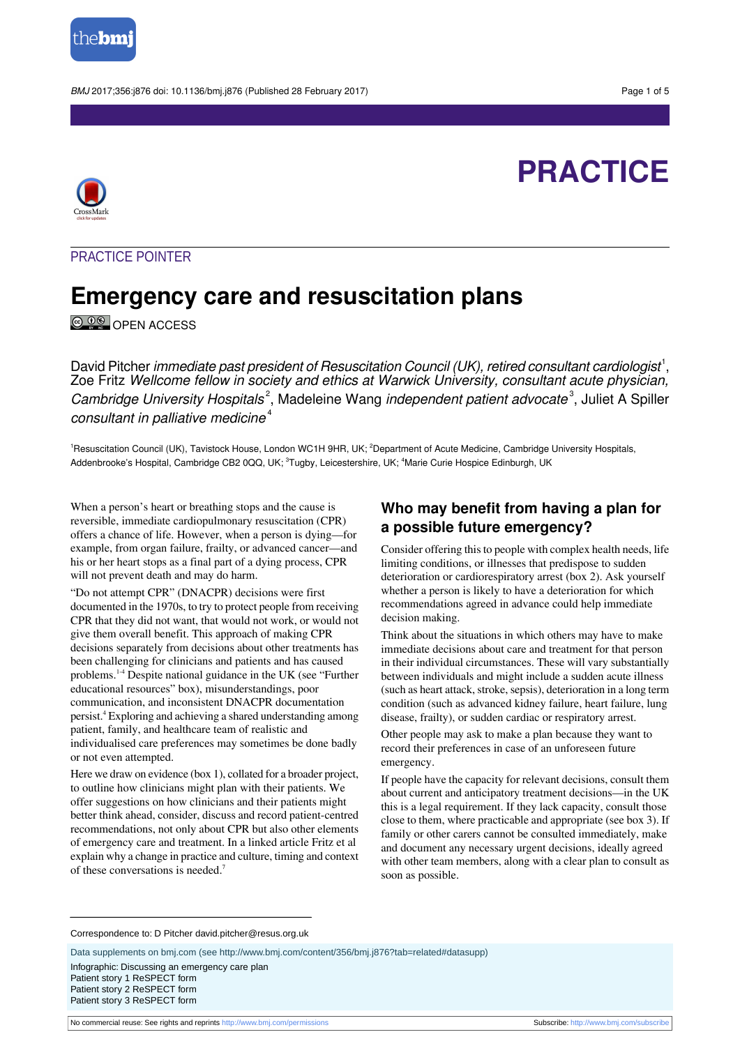# PRACTICE

PRACTICE POINTER

# Emergency care and resuscitation plans

OPEN ACCESS

David Pitcher *immediate past president of Resuscitation Council (UK), retired consultant cardiologist*[1], Zoe Fritz *Wellcome fellow in society and ethics at Warwick University, consultant acute physician, Cambridge University Hospitals*[2], Madeleine Wang *independent patient advocate*[3], Juliet A Spiller *consultant in palliative medicine*[4]

[1]Resuscitation Council (UK), Tavistock House, London WC1H 9HR, UK; [2]Department of Acute Medicine, Cambridge University Hospitals, Addenbrooke's Hospital, Cambridge CB2 0QQ, UK; [3]Tugby, Leicestershire, UK; [4]Marie Curie Hospice Edinburgh, UK

When a person's heart or breathing stops and the cause is reversible, immediate cardiopulmonary resuscitation (CPR) offers a chance of life. However, when a person is dying—for example, from organ failure, frailty, or advanced cancer—and his or her heart stops as a final part of a dying process, CPR will not prevent death and may do harm.

"Do not attempt CPR" (DNACPR) decisions were first documented in the 1970s, to try to protect people from receiving CPR that they did not want, that would not work, or would not give them overall benefit. This approach of making CPR decisions separately from decisions about other treatments has been challenging for clinicians and patients and has caused problems.[1-4] Despite national guidance in the UK (see "Further educational resources" box), misunderstandings, poor communication, and inconsistent DNACPR documentation persist.[4] Exploring and achieving a shared understanding among patient, family, and healthcare team of realistic and individualised care preferences may sometimes be done badly or not even attempted.

Here we draw on evidence (box 1), collated for a broader project, to outline how clinicians might plan with their patients. We offer suggestions on how clinicians and their patients might better think ahead, consider, discuss and record patient-centred recommendations, not only about CPR but also other elements of emergency care and treatment. In a linked article Fritz et al explain why a change in practice and culture, timing and context of these conversations is needed.[7]

## Who may benefit from having a plan for a possible future emergency?

Consider offering this to people with complex health needs, life limiting conditions, or illnesses that predispose to sudden deterioration or cardiorespiratory arrest (box 2). Ask yourself whether a person is likely to have a deterioration for which recommendations agreed in advance could help immediate decision making.

Think about the situations in which others may have to make immediate decisions about care and treatment for that person in their individual circumstances. These will vary substantially between individuals and might include a sudden acute illness (such as heart attack, stroke, sepsis), deterioration in a long term condition (such as advanced kidney failure, heart failure, lung disease, frailty), or sudden cardiac or respiratory arrest.

Other people may ask to make a plan because they want to record their preferences in case of an unforeseen future emergency.

If people have the capacity for relevant decisions, consult them about current and anticipatory treatment decisions—in the UK this is a legal requirement. If they lack capacity, consult those close to them, where practicable and appropriate (see box 3). If family or other carers cannot be consulted immediately, make and document any necessary urgent decisions, ideally agreed with other team members, along with a clear plan to consult as soon as possible.

Correspondence to: D Pitcher david.pitcher@resus.org.uk

Data supplements on bmj.com (see http://www.bmj.com/content/356/bmj.j876?tab=related#datasupp)

Infographic: Discussing an emergency care plan
Patient story 1 ReSPECT form
Patient story 2 ReSPECT form
Patient story 3 ReSPECT form

No commercial reuse: See rights and reprints http://www.bmj.com/permissions Subscribe: http://www.bmj.com/subscribe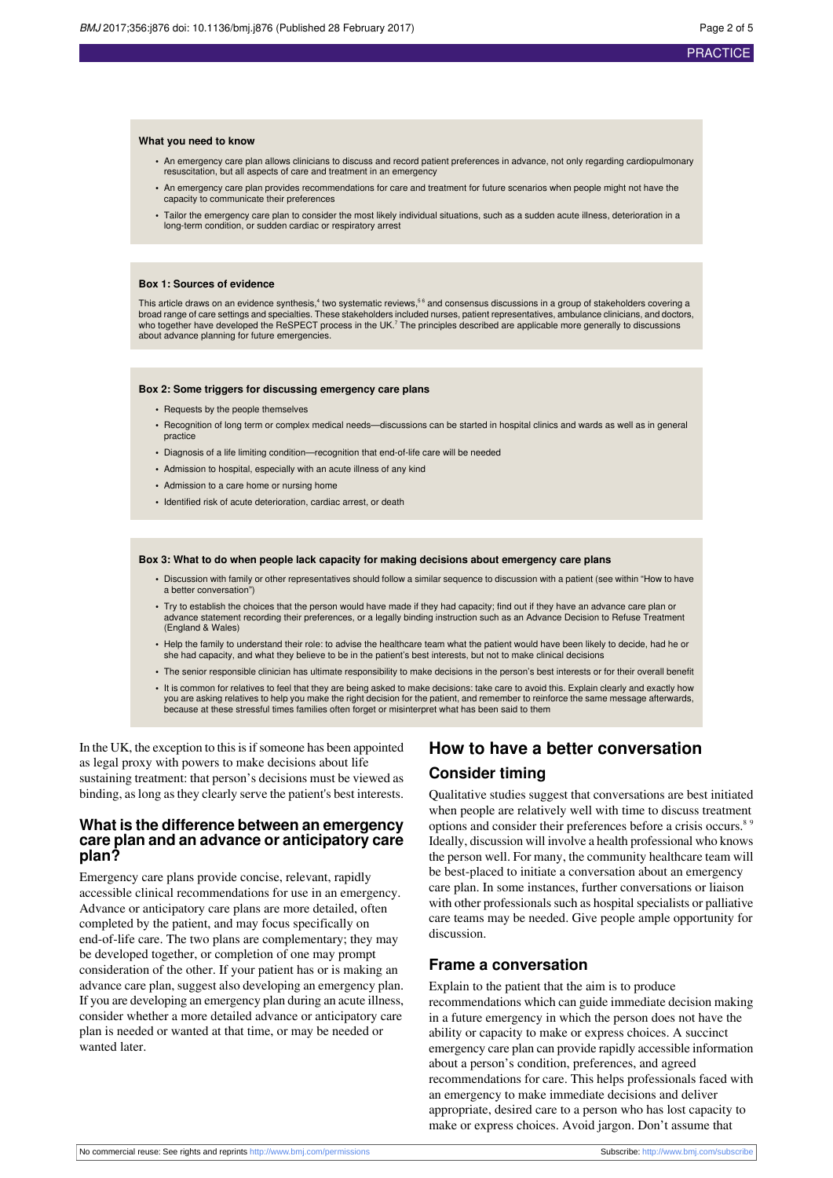**What you need to know**

- An emergency care plan allows clinicians to discuss and record patient preferences in advance, not only regarding cardiopulmonary resuscitation, but all aspects of care and treatment in an emergency
- An emergency care plan provides recommendations for care and treatment for future scenarios when people might not have the capacity to communicate their preferences
- Tailor the emergency care plan to consider the most likely individual situations, such as a sudden acute illness, deterioration in a long-term condition, or sudden cardiac or respiratory arrest

**Box 1: Sources of evidence**

This article draws on an evidence synthesis,[4] two systematic reviews,[5 6] and consensus discussions in a group of stakeholders covering a broad range of care settings and specialties. These stakeholders included nurses, patient representatives, ambulance clinicians, and doctors, who together have developed the ReSPECT process in the UK.[7] The principles described are applicable more generally to discussions about advance planning for future emergencies.

**Box 2: Some triggers for discussing emergency care plans**

- Requests by the people themselves
- Recognition of long term or complex medical needs—discussions can be started in hospital clinics and wards as well as in general practice
- Diagnosis of a life limiting condition—recognition that end-of-life care will be needed
- Admission to hospital, especially with an acute illness of any kind
- Admission to a care home or nursing home
- Identified risk of acute deterioration, cardiac arrest, or death

**Box 3: What to do when people lack capacity for making decisions about emergency care plans**

- Discussion with family or other representatives should follow a similar sequence to discussion with a patient (see within "How to have a better conversation")
- Try to establish the choices that the person would have made if they had capacity; find out if they have an advance care plan or advance statement recording their preferences, or a legally binding instruction such as an Advance Decision to Refuse Treatment (England & Wales)
- Help the family to understand their role: to advise the healthcare team what the patient would have been likely to decide, had he or she had capacity, and what they believe to be in the patient's best interests, but not to make clinical decisions
- The senior responsible clinician has ultimate responsibility to make decisions in the person's best interests or for their overall benefit
- It is common for relatives to feel that they are being asked to make decisions: take care to avoid this. Explain clearly and exactly how you are asking relatives to help you make the right decision for the patient, and remember to reinforce the same message afterwards, because at these stressful times families often forget or misinterpret what has been said to them

In the UK, the exception to this is if someone has been appointed as legal proxy with powers to make decisions about life sustaining treatment: that person's decisions must be viewed as binding, as long as they clearly serve the patient's best interests.

### What is the difference between an emergency care plan and an advance or anticipatory care plan?

Emergency care plans provide concise, relevant, rapidly accessible clinical recommendations for use in an emergency. Advance or anticipatory care plans are more detailed, often completed by the patient, and may focus specifically on end-of-life care. The two plans are complementary; they may be developed together, or completion of one may prompt consideration of the other. If your patient has or is making an advance care plan, suggest also developing an emergency plan. If you are developing an emergency plan during an acute illness, consider whether a more detailed advance or anticipatory care plan is needed or wanted at that time, or may be needed or wanted later.

## How to have a better conversation

### Consider timing

Qualitative studies suggest that conversations are best initiated when people are relatively well with time to discuss treatment options and consider their preferences before a crisis occurs.[8 9] Ideally, discussion will involve a health professional who knows the person well. For many, the community healthcare team will be best-placed to initiate a conversation about an emergency care plan. In some instances, further conversations or liaison with other professionals such as hospital specialists or palliative care teams may be needed. Give people ample opportunity for discussion.

### Frame a conversation

Explain to the patient that the aim is to produce recommendations which can guide immediate decision making in a future emergency in which the person does not have the ability or capacity to make or express choices. A succinct emergency care plan can provide rapidly accessible information about a person's condition, preferences, and agreed recommendations for care. This helps professionals faced with an emergency to make immediate decisions and deliver appropriate, desired care to a person who has lost capacity to make or express choices. Avoid jargon. Don't assume that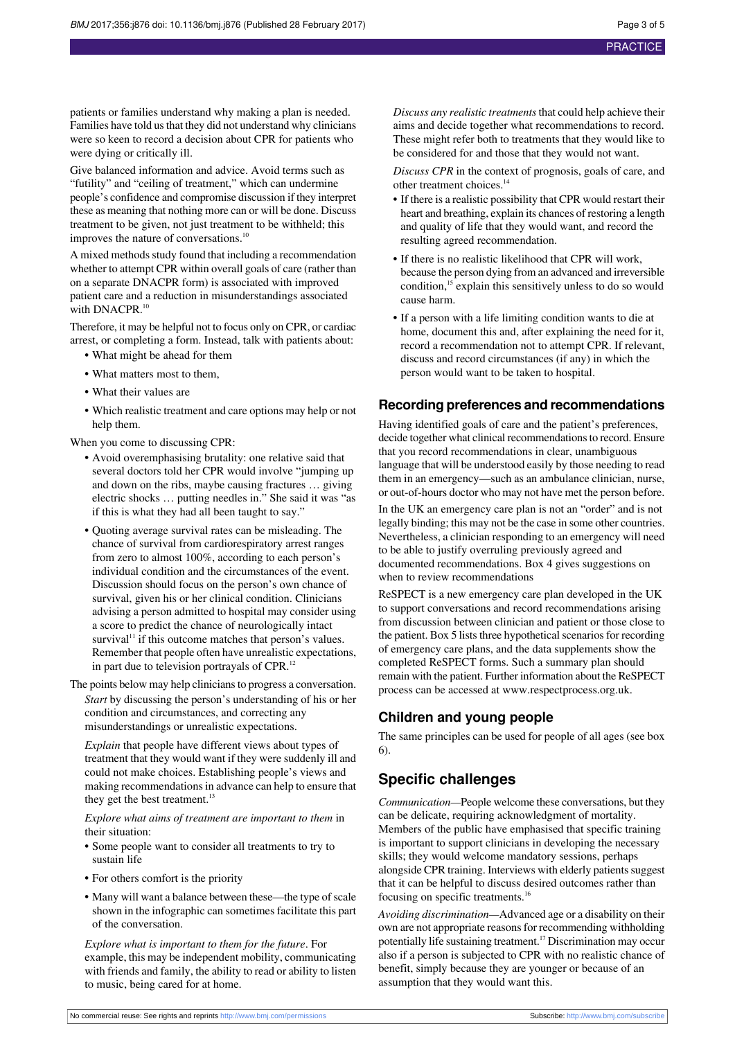patients or families understand why making a plan is needed. Families have told us that they did not understand why clinicians were so keen to record a decision about CPR for patients who were dying or critically ill.

Give balanced information and advice. Avoid terms such as "futility" and "ceiling of treatment," which can undermine people's confidence and compromise discussion if they interpret these as meaning that nothing more can or will be done. Discuss treatment to be given, not just treatment to be withheld; this improves the nature of conversations.[10]

A mixed methods study found that including a recommendation whether to attempt CPR within overall goals of care (rather than on a separate DNACPR form) is associated with improved patient care and a reduction in misunderstandings associated with DNACPR.[10]

Therefore, it may be helpful not to focus only on CPR, or cardiac arrest, or completing a form. Instead, talk with patients about:

- What might be ahead for them
- What matters most to them,
- What their values are
- Which realistic treatment and care options may help or not help them.

When you come to discussing CPR:

- Avoid overemphasising brutality: one relative said that several doctors told her CPR would involve "jumping up and down on the ribs, maybe causing fractures … giving electric shocks … putting needles in." She said it was "as if this is what they had all been taught to say."
- Quoting average survival rates can be misleading. The chance of survival from cardiorespiratory arrest ranges from zero to almost 100%, according to each person's individual condition and the circumstances of the event. Discussion should focus on the person's own chance of survival, given his or her clinical condition. Clinicians advising a person admitted to hospital may consider using a score to predict the chance of neurologically intact survival[11] if this outcome matches that person's values. Remember that people often have unrealistic expectations, in part due to television portrayals of CPR.[12]

The points below may help clinicians to progress a conversation.

*Start* by discussing the person's understanding of his or her condition and circumstances, and correcting any misunderstandings or unrealistic expectations.

*Explain* that people have different views about types of treatment that they would want if they were suddenly ill and could not make choices. Establishing people's views and making recommendations in advance can help to ensure that they get the best treatment.[13]

*Explore what aims of treatment are important to them* in their situation:

- Some people want to consider all treatments to try to sustain life
- For others comfort is the priority
- Many will want a balance between these—the type of scale shown in the infographic can sometimes facilitate this part of the conversation.

*Explore what is important to them for the future*. For example, this may be independent mobility, communicating with friends and family, the ability to read or ability to listen to music, being cared for at home.

*Discuss any realistic treatments* that could help achieve their aims and decide together what recommendations to record. These might refer both to treatments that they would like to be considered for and those that they would not want.

*Discuss CPR* in the context of prognosis, goals of care, and other treatment choices.[14]

- If there is a realistic possibility that CPR would restart their heart and breathing, explain its chances of restoring a length and quality of life that they would want, and record the resulting agreed recommendation.
- If there is no realistic likelihood that CPR will work, because the person dying from an advanced and irreversible condition,[15] explain this sensitively unless to do so would cause harm.
- If a person with a life limiting condition wants to die at home, document this and, after explaining the need for it, record a recommendation not to attempt CPR. If relevant, discuss and record circumstances (if any) in which the person would want to be taken to hospital.

## Recording preferences and recommendations

Having identified goals of care and the patient's preferences, decide together what clinical recommendations to record. Ensure that you record recommendations in clear, unambiguous language that will be understood easily by those needing to read them in an emergency—such as an ambulance clinician, nurse, or out-of-hours doctor who may not have met the person before.

In the UK an emergency care plan is not an "order" and is not legally binding; this may not be the case in some other countries. Nevertheless, a clinician responding to an emergency will need to be able to justify overruling previously agreed and documented recommendations. Box 4 gives suggestions on when to review recommendations

ReSPECT is a new emergency care plan developed in the UK to support conversations and record recommendations arising from discussion between clinician and patient or those close to the patient. Box 5 lists three hypothetical scenarios for recording of emergency care plans, and the data supplements show the completed ReSPECT forms. Such a summary plan should remain with the patient. Further information about the ReSPECT process can be accessed at www.respectprocess.org.uk.

## Children and young people

The same principles can be used for people of all ages (see box 6).

## Specific challenges

*Communication*—People welcome these conversations, but they can be delicate, requiring acknowledgment of mortality. Members of the public have emphasised that specific training is important to support clinicians in developing the necessary skills; they would welcome mandatory sessions, perhaps alongside CPR training. Interviews with elderly patients suggest that it can be helpful to discuss desired outcomes rather than focusing on specific treatments.[16]

*Avoiding discrimination*—Advanced age or a disability on their own are not appropriate reasons for recommending withholding potentially life sustaining treatment.[17] Discrimination may occur also if a person is subjected to CPR with no realistic chance of benefit, simply because they are younger or because of an assumption that they would want this.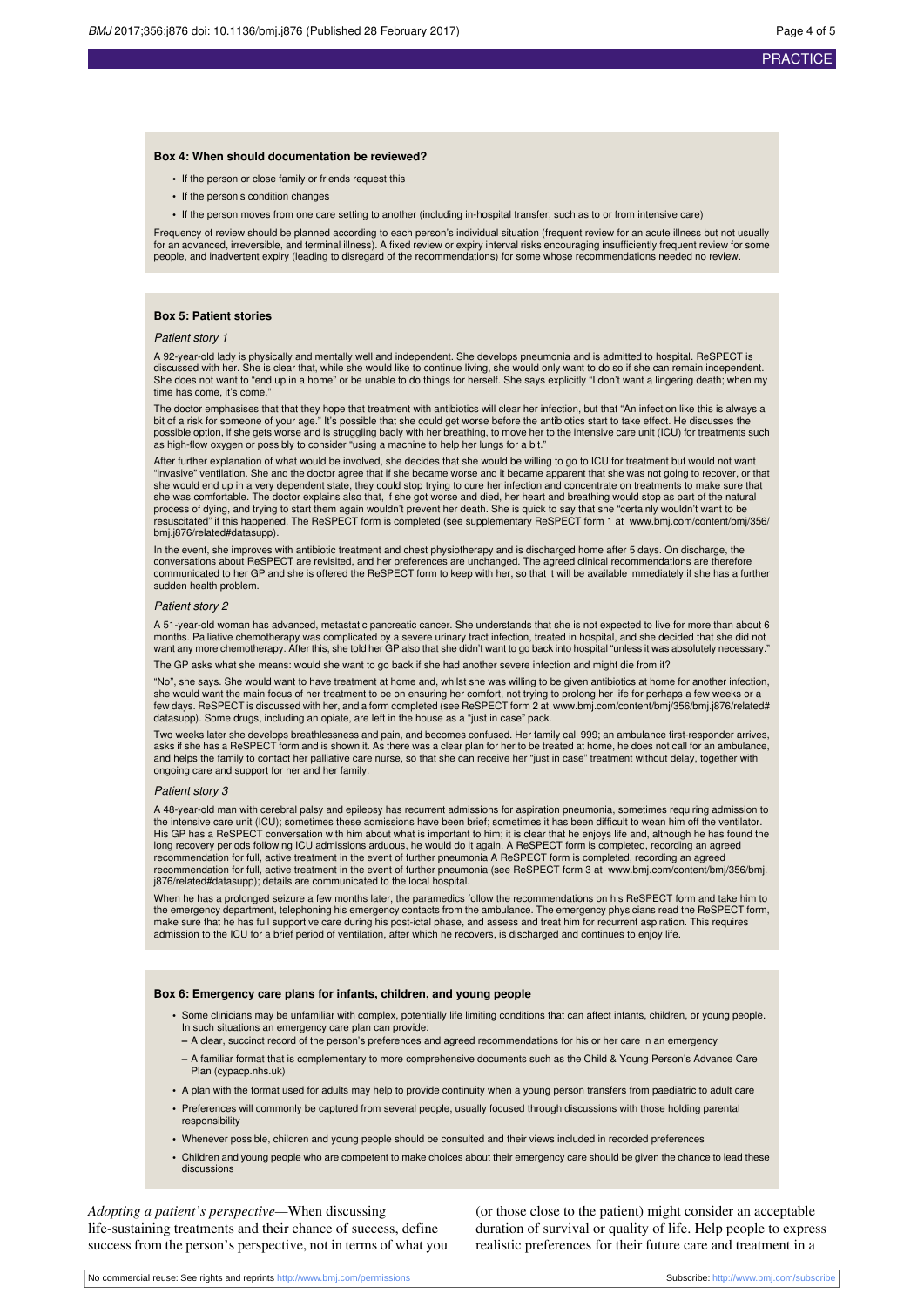### Box 4: When should documentation be reviewed?

- If the person or close family or friends request this
- If the person's condition changes
- If the person moves from one care setting to another (including in-hospital transfer, such as to or from intensive care)

Frequency of review should be planned according to each person's individual situation (frequent review for an acute illness but not usually for an advanced, irreversible, and terminal illness). A fixed review or expiry interval risks encouraging insufficiently frequent review for some people, and inadvertent expiry (leading to disregard of the recommendations) for some whose recommendations needed no review.

### Box 5: Patient stories

*Patient story 1*

A 92-year-old lady is physically and mentally well and independent. She develops pneumonia and is admitted to hospital. ReSPECT is discussed with her. She is clear that, while she would like to continue living, she would only want to do so if she can remain independent. She does not want to "end up in a home" or be unable to do things for herself. She says explicitly "I don't want a lingering death; when my time has come, it's come."

The doctor emphasises that that they hope that treatment with antibiotics will clear her infection, but that "An infection like this is always a bit of a risk for someone of your age." It's possible that she could get worse before the antibiotics start to take effect. He discusses the possible option, if she gets worse and is struggling badly with her breathing, to move her to the intensive care unit (ICU) for treatments such as high-flow oxygen or possibly to consider "using a machine to help her lungs for a bit."

After further explanation of what would be involved, she decides that she would be willing to go to ICU for treatment but would not want "invasive" ventilation. She and the doctor agree that if she became worse and it became apparent that she was not going to recover, or that she would end up in a very dependent state, they could stop trying to cure her infection and concentrate on treatments to make sure that she was comfortable. The doctor explains also that, if she got worse and died, her heart and breathing would stop as part of the natural process of dying, and trying to start them again wouldn't prevent her death. She is quick to say that she "certainly wouldn't want to be resuscitated" if this happened. The ReSPECT form is completed (see supplementary ReSPECT form 1 at www.bmj.com/content/bmj/356/bmj.j876/related#datasupp).

In the event, she improves with antibiotic treatment and chest physiotherapy and is discharged home after 5 days. On discharge, the conversations about ReSPECT are revisited, and her preferences are unchanged. The agreed clinical recommendations are therefore communicated to her GP and she is offered the ReSPECT form to keep with her, so that it will be available immediately if she has a further sudden health problem.

*Patient story 2*

A 51-year-old woman has advanced, metastatic pancreatic cancer. She understands that she is not expected to live for more than about 6 months. Palliative chemotherapy was complicated by a severe urinary tract infection, treated in hospital, and she decided that she did not want any more chemotherapy. After this, she told her GP also that she didn't want to go back into hospital "unless it was absolutely necessary."

The GP asks what she means: would she want to go back if she had another severe infection and might die from it?

"No", she says. She would want to have treatment at home and, whilst she was willing to be given antibiotics at home for another infection, she would want the main focus of her treatment to be on ensuring her comfort, not trying to prolong her life for perhaps a few weeks or a few days. ReSPECT is discussed with her, and a form completed (see ReSPECT form 2 at www.bmj.com/content/bmj/356/bmj.j876/related#datasupp). Some drugs, including an opiate, are left in the house as a "just in case" pack.

Two weeks later she develops breathlessness and pain, and becomes confused. Her family call 999; an ambulance first-responder arrives, asks if she has a ReSPECT form and is shown it. As there was a clear plan for her to be treated at home, he does not call for an ambulance, and helps the family to contact her palliative care nurse, so that she can receive her "just in case" treatment without delay, together with ongoing care and support for her and her family.

*Patient story 3*

A 48-year-old man with cerebral palsy and epilepsy has recurrent admissions for aspiration pneumonia, sometimes requiring admission to the intensive care unit (ICU); sometimes these admissions have been brief; sometimes it has been difficult to wean him off the ventilator. His GP has a ReSPECT conversation with him about what is important to him; it is clear that he enjoys life and, although he has found the long recovery periods following ICU admissions arduous, he would do it again. A ReSPECT form is completed, recording an agreed recommendation for full, active treatment in the event of further pneumonia A ReSPECT form is completed, recording an agreed recommendation for full, active treatment in the event of further pneumonia (see ReSPECT form 3 at www.bmj.com/content/bmj/356/bmj.j876/related#datasupp); details are communicated to the local hospital.

When he has a prolonged seizure a few months later, the paramedics follow the recommendations on his ReSPECT form and take him to the emergency department, telephoning his emergency contacts from the ambulance. The emergency physicians read the ReSPECT form, make sure that he has full supportive care during his post-ictal phase, and assess and treat him for recurrent aspiration. This requires admission to the ICU for a brief period of ventilation, after which he recovers, is discharged and continues to enjoy life.

### Box 6: Emergency care plans for infants, children, and young people

- Some clinicians may be unfamiliar with complex, potentially life limiting conditions that can affect infants, children, or young people. In such situations an emergency care plan can provide:
  - A clear, succinct record of the person's preferences and agreed recommendations for his or her care in an emergency
  - A familiar format that is complementary to more comprehensive documents such as the Child & Young Person's Advance Care Plan (cypacp.nhs.uk)
- A plan with the format used for adults may help to provide continuity when a young person transfers from paediatric to adult care
- Preferences will commonly be captured from several people, usually focused through discussions with those holding parental responsibility
- Whenever possible, children and young people should be consulted and their views included in recorded preferences
- Children and young people who are competent to make choices about their emergency care should be given the chance to lead these discussions

*Adopting a patient's perspective*—When discussing life-sustaining treatments and their chance of success, define success from the person's perspective, not in terms of what you (or those close to the patient) might consider an acceptable duration of survival or quality of life. Help people to express realistic preferences for their future care and treatment in a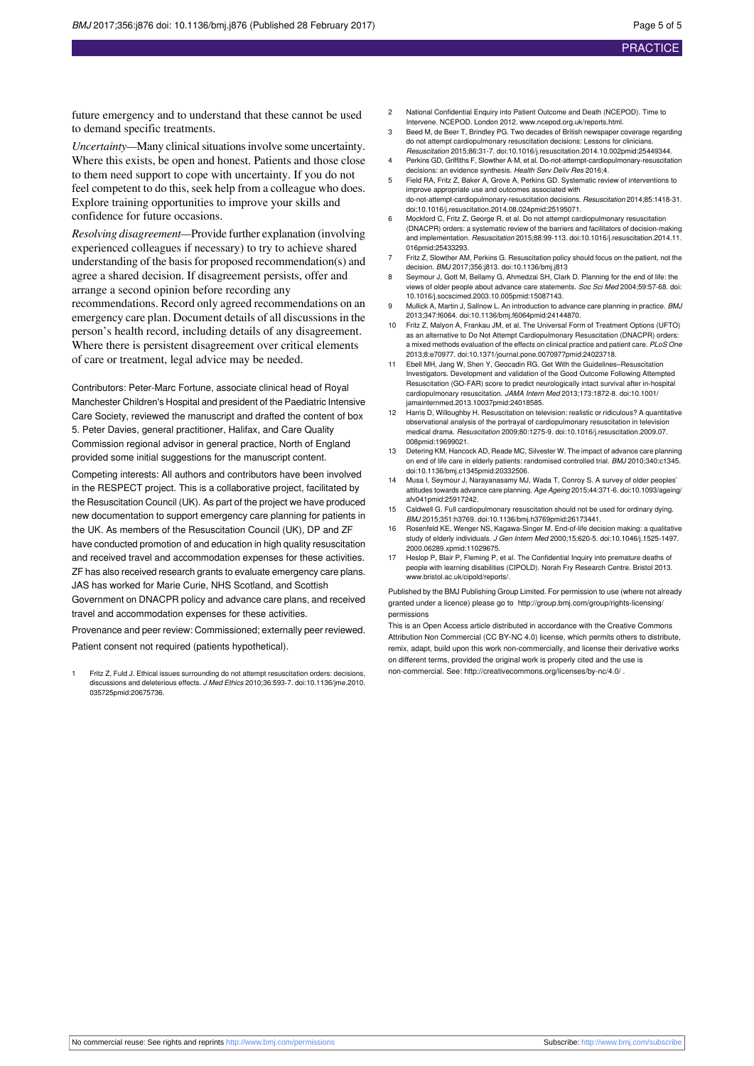future emergency and to understand that these cannot be used to demand specific treatments.

*Uncertainty*—Many clinical situations involve some uncertainty. Where this exists, be open and honest. Patients and those close to them need support to cope with uncertainty. If you do not feel competent to do this, seek help from a colleague who does. Explore training opportunities to improve your skills and confidence for future occasions.

*Resolving disagreement*—Provide further explanation (involving experienced colleagues if necessary) to try to achieve shared understanding of the basis for proposed recommendation(s) and agree a shared decision. If disagreement persists, offer and arrange a second opinion before recording any recommendations. Record only agreed recommendations on an emergency care plan. Document details of all discussions in the person's health record, including details of any disagreement. Where there is persistent disagreement over critical elements of care or treatment, legal advice may be needed.

Contributors: Peter-Marc Fortune, associate clinical head of Royal Manchester Children's Hospital and president of the Paediatric Intensive Care Society, reviewed the manuscript and drafted the content of box 5. Peter Davies, general practitioner, Halifax, and Care Quality Commission regional advisor in general practice, North of England provided some initial suggestions for the manuscript content.

Competing interests: All authors and contributors have been involved in the RESPECT project. This is a collaborative project, facilitated by the Resuscitation Council (UK). As part of the project we have produced new documentation to support emergency care planning for patients in the UK. As members of the Resuscitation Council (UK), DP and ZF have conducted promotion of and education in high quality resuscitation and received travel and accommodation expenses for these activities. ZF has also received research grants to evaluate emergency care plans. JAS has worked for Marie Curie, NHS Scotland, and Scottish Government on DNACPR policy and advance care plans, and received travel and accommodation expenses for these activities.

Provenance and peer review: Commissioned; externally peer reviewed.

Patient consent not required (patients hypothetical).

1. Fritz Z, Fuld J. Ethical issues surrounding do not attempt resuscitation orders: decisions, discussions and deleterious effects. *J Med Ethics* 2010;36:593-7. doi:10.1136/jme.2010.035725pmid:20675736.
2. National Confidential Enquiry into Patient Outcome and Death (NCEPOD). Time to Intervene. NCEPOD. London 2012. www.ncepod.org.uk/reports.html.
3. Beed M, de Beer T, Brindley PG. Two decades of British newspaper coverage regarding do not attempt cardiopulmonary resuscitation decisions: Lessons for clinicians. *Resuscitation* 2015;86:31-7. doi:10.1016/j.resuscitation.2014.10.002pmid:25449344.
4. Perkins GD, Griffiths F, Slowther A-M, et al. Do-not-attempt-cardiopulmonary-resuscitation decisions: an evidence synthesis. *Health Serv Deliv Res* 2016;4.
5. Field RA, Fritz Z, Baker A, Grove A, Perkins GD. Systematic review of interventions to improve appropriate use and outcomes associated with do-not-attempt-cardiopulmonary-resuscitation decisions. *Resuscitation* 2014;85:1418-31. doi:10.1016/j.resuscitation.2014.08.024pmid:25195071.
6. Mockford C, Fritz Z, George R, et al. Do not attempt cardiopulmonary resuscitation (DNACPR) orders: a systematic review of the barriers and facilitators of decision-making and implementation. *Resuscitation* 2015;88:99-113. doi:10.1016/j.resuscitation.2014.11.016pmid:25433293.
7. Fritz Z, Slowther AM, Perkins G. Resuscitation policy should focus on the patient, not the decision. *BMJ* 2017;356:j813. doi:10.1136/bmj.j813
8. Seymour J, Gott M, Bellamy G, Ahmedzai SH, Clark D. Planning for the end of life: the views of older people about advance care statements. *Soc Sci Med* 2004;59:57-68. doi:10.1016/j.socscimed.2003.10.005pmid:15087143.
9. Mullick A, Martin J, Sallnow L. An introduction to advance care planning in practice. *BMJ* 2013;347:f6064. doi:10.1136/bmj.f6064pmid:24144870.
10. Fritz Z, Malyon A, Frankau JM, et al. The Universal Form of Treatment Options (UFTO) as an alternative to Do Not Attempt Cardiopulmonary Resuscitation (DNACPR) orders: a mixed methods evaluation of the effects on clinical practice and patient care. *PLoS One* 2013;8:e70977. doi:10.1371/journal.pone.0070977pmid:24023718.
11. Ebell MH, Jang W, Shen Y, Geocadin RG. Get With the Guidelines–Resuscitation Investigators. Development and validation of the Good Outcome Following Attempted Resuscitation (GO-FAR) score to predict neurologically intact survival after in-hospital cardiopulmonary resuscitation. *JAMA Intern Med* 2013;173:1872-8. doi:10.1001/jamainternmed.2013.10037pmid:24018585.
12. Harris D, Willoughby H. Resuscitation on television: realistic or ridiculous? A quantitative observational analysis of the portrayal of cardiopulmonary resuscitation in television medical drama. *Resuscitation* 2009;80:1275-9. doi:10.1016/j.resuscitation.2009.07.008pmid:19699021.
13. Detering KM, Hancock AD, Reade MC, Silvester W. The impact of advance care planning on end of life care in elderly patients: randomised controlled trial. *BMJ* 2010;340:c1345. doi:10.1136/bmj.c1345pmid:20332506.
14. Musa I, Seymour J, Narayanasamy MJ, Wada T, Conroy S. A survey of older peoples' attitudes towards advance care planning. *Age Ageing* 2015;44:371-6. doi:10.1093/ageing/afv041pmid:25917242.
15. Caldwell G. Full cardiopulmonary resuscitation should not be used for ordinary dying. *BMJ* 2015;351:h3769. doi:10.1136/bmj.h3769pmid:26173441.
16. Rosenfeld KE, Wenger NS, Kagawa-Singer M. End-of-life decision making: a qualitative study of elderly individuals. *J Gen Intern Med* 2000;15:620-5. doi:10.1046/j.1525-1497.2000.06289.xpmid:11029675.
17. Heslop P, Blair P, Fleming P, et al. The Confidential Inquiry into premature deaths of people with learning disabilities (CIPOLD). Norah Fry Research Centre. Bristol 2013. www.bristol.ac.uk/cipold/reports/.

Published by the BMJ Publishing Group Limited. For permission to use (where not already granted under a licence) please go to http://group.bmj.com/group/rights-licensing/permissions

This is an Open Access article distributed in accordance with the Creative Commons Attribution Non Commercial (CC BY-NC 4.0) license, which permits others to distribute, remix, adapt, build upon this work non-commercially, and license their derivative works on different terms, provided the original work is properly cited and the use is non-commercial. See: http://creativecommons.org/licenses/by-nc/4.0/ .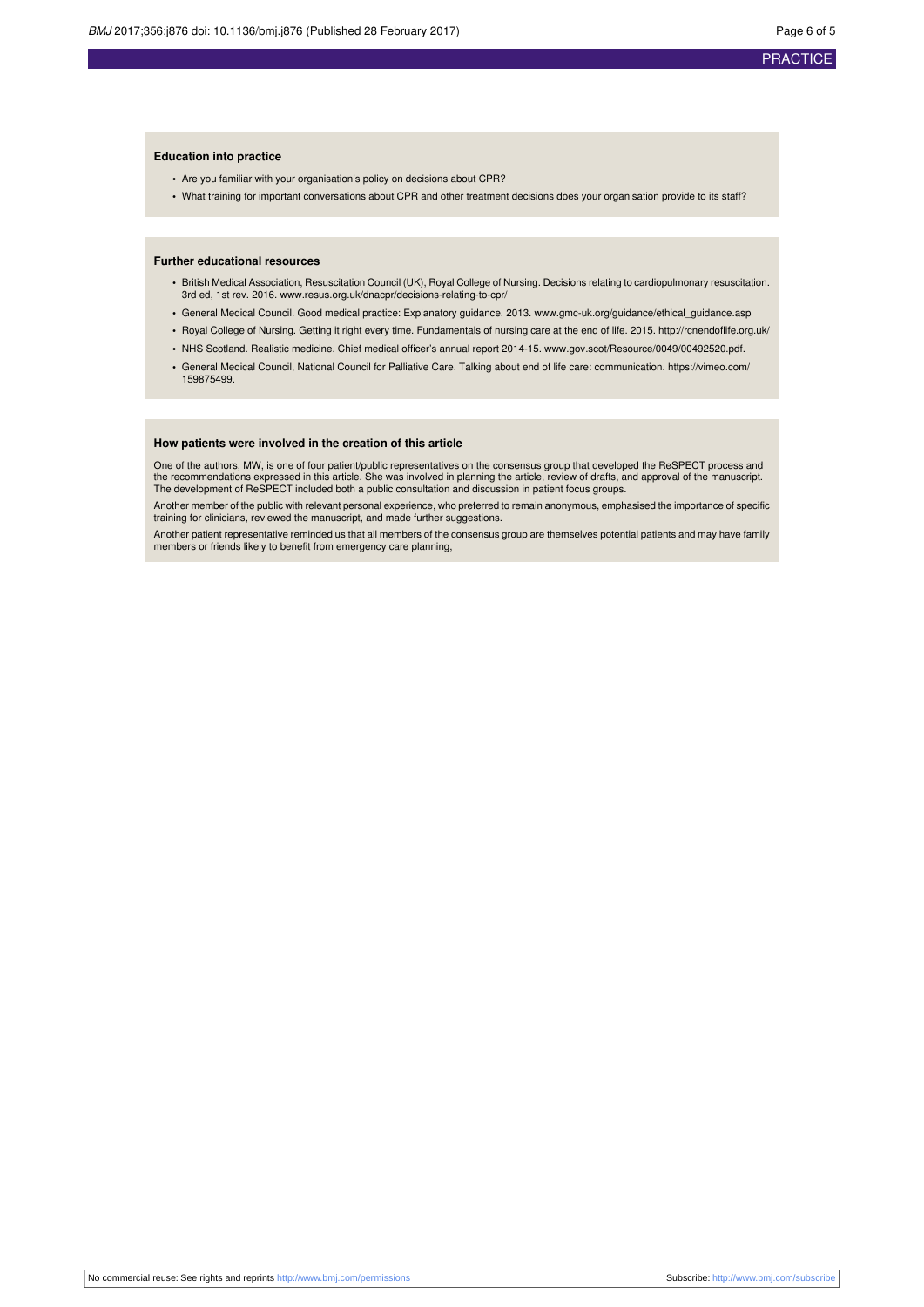### Education into practice

- Are you familiar with your organisation's policy on decisions about CPR?
- What training for important conversations about CPR and other treatment decisions does your organisation provide to its staff?

### Further educational resources

- British Medical Association, Resuscitation Council (UK), Royal College of Nursing. Decisions relating to cardiopulmonary resuscitation. 3rd ed, 1st rev. 2016. www.resus.org.uk/dnacpr/decisions-relating-to-cpr/
- General Medical Council. Good medical practice: Explanatory guidance. 2013. www.gmc-uk.org/guidance/ethical_guidance.asp
- Royal College of Nursing. Getting it right every time. Fundamentals of nursing care at the end of life. 2015. http://rcnendoflife.org.uk/
- NHS Scotland. Realistic medicine. Chief medical officer's annual report 2014-15. www.gov.scot/Resource/0049/00492520.pdf.
- General Medical Council, National Council for Palliative Care. Talking about end of life care: communication. https://vimeo.com/159875499.

### How patients were involved in the creation of this article

One of the authors, MW, is one of four patient/public representatives on the consensus group that developed the ReSPECT process and the recommendations expressed in this article. She was involved in planning the article, review of drafts, and approval of the manuscript. The development of ReSPECT included both a public consultation and discussion in patient focus groups.

Another member of the public with relevant personal experience, who preferred to remain anonymous, emphasised the importance of specific training for clinicians, reviewed the manuscript, and made further suggestions.

Another patient representative reminded us that all members of the consensus group are themselves potential patients and may have family members or friends likely to benefit from emergency care planning,